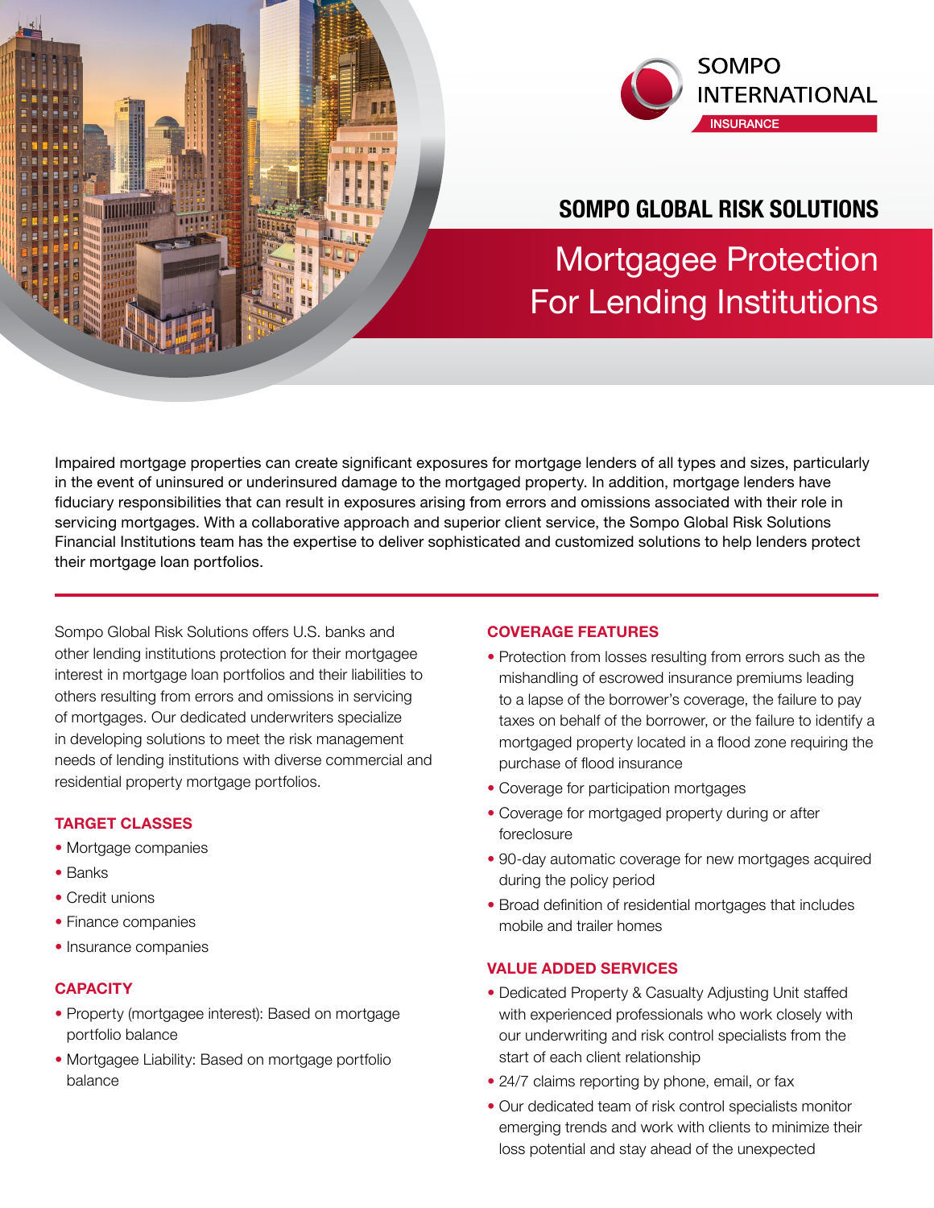SOMPO INTERNATIONAL
INSURANCE

## SOMPO GLOBAL RISK SOLUTIONS

# Mortgagee Protection For Lending Institutions

Impaired mortgage properties can create significant exposures for mortgage lenders of all types and sizes, particularly in the event of uninsured or underinsured damage to the mortgaged property. In addition, mortgage lenders have fiduciary responsibilities that can result in exposures arising from errors and omissions associated with their role in servicing mortgages. With a collaborative approach and superior client service, the Sompo Global Risk Solutions Financial Institutions team has the expertise to deliver sophisticated and customized solutions to help lenders protect their mortgage loan portfolios.

Sompo Global Risk Solutions offers U.S. banks and other lending institutions protection for their mortgagee interest in mortgage loan portfolios and their liabilities to others resulting from errors and omissions in servicing of mortgages. Our dedicated underwriters specialize in developing solutions to meet the risk management needs of lending institutions with diverse commercial and residential property mortgage portfolios.

### TARGET CLASSES

- Mortgage companies
- Banks
- Credit unions
- Finance companies
- Insurance companies

### CAPACITY

- Property (mortgagee interest): Based on mortgage portfolio balance
- Mortgagee Liability: Based on mortgage portfolio balance

### COVERAGE FEATURES

- Protection from losses resulting from errors such as the mishandling of escrowed insurance premiums leading to a lapse of the borrower's coverage, the failure to pay taxes on behalf of the borrower, or the failure to identify a mortgaged property located in a flood zone requiring the purchase of flood insurance
- Coverage for participation mortgages
- Coverage for mortgaged property during or after foreclosure
- 90-day automatic coverage for new mortgages acquired during the policy period
- Broad definition of residential mortgages that includes mobile and trailer homes

### VALUE ADDED SERVICES

- Dedicated Property & Casualty Adjusting Unit staffed with experienced professionals who work closely with our underwriting and risk control specialists from the start of each client relationship
- 24/7 claims reporting by phone, email, or fax
- Our dedicated team of risk control specialists monitor emerging trends and work with clients to minimize their loss potential and stay ahead of the unexpected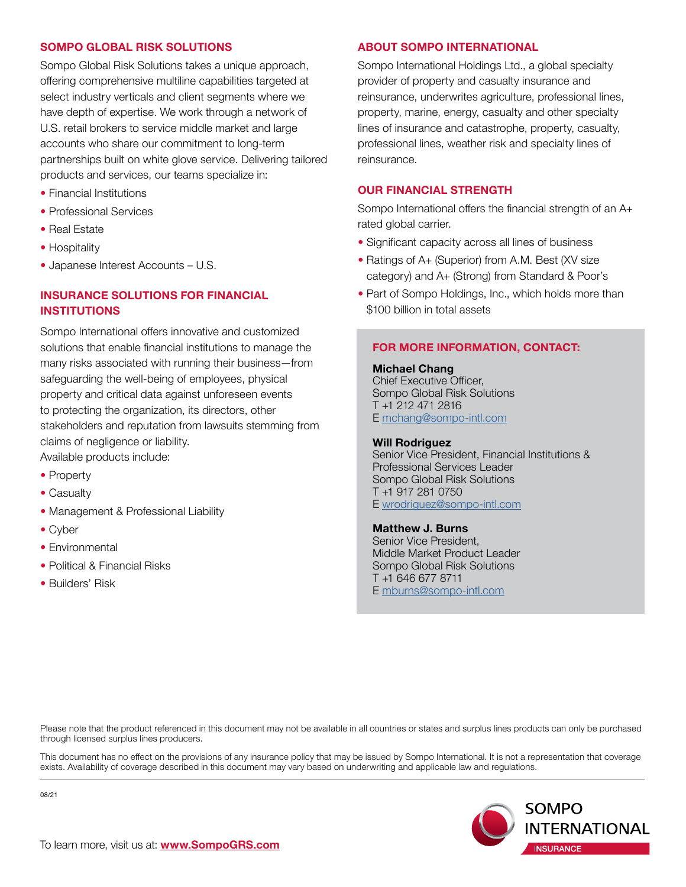## SOMPO GLOBAL RISK SOLUTIONS

Sompo Global Risk Solutions takes a unique approach, offering comprehensive multiline capabilities targeted at select industry verticals and client segments where we have depth of expertise. We work through a network of U.S. retail brokers to service middle market and large accounts who share our commitment to long-term partnerships built on white glove service. Delivering tailored products and services, our teams specialize in:

- Financial Institutions
- Professional Services
- Real Estate
- Hospitality
- Japanese Interest Accounts – U.S.

## INSURANCE SOLUTIONS FOR FINANCIAL INSTITUTIONS

Sompo International offers innovative and customized solutions that enable financial institutions to manage the many risks associated with running their business—from safeguarding the well-being of employees, physical property and critical data against unforeseen events to protecting the organization, its directors, other stakeholders and reputation from lawsuits stemming from claims of negligence or liability.
Available products include:

- Property
- Casualty
- Management & Professional Liability
- Cyber
- Environmental
- Political & Financial Risks
- Builders' Risk

## ABOUT SOMPO INTERNATIONAL

Sompo International Holdings Ltd., a global specialty provider of property and casualty insurance and reinsurance, underwrites agriculture, professional lines, property, marine, energy, casualty and other specialty lines of insurance and catastrophe, property, casualty, professional lines, weather risk and specialty lines of reinsurance.

## OUR FINANCIAL STRENGTH

Sompo International offers the financial strength of an A+ rated global carrier.

- Significant capacity across all lines of business
- Ratings of A+ (Superior) from A.M. Best (XV size category) and A+ (Strong) from Standard & Poor's
- Part of Sompo Holdings, Inc., which holds more than $100 billion in total assets

## FOR MORE INFORMATION, CONTACT:

**Michael Chang**
Chief Executive Officer,
Sompo Global Risk Solutions
T +1 212 471 2816
E mchang@sompo-intl.com

**Will Rodriguez**
Senior Vice President, Financial Institutions & Professional Services Leader
Sompo Global Risk Solutions
T +1 917 281 0750
E wrodriguez@sompo-intl.com

**Matthew J. Burns**
Senior Vice President,
Middle Market Product Leader
Sompo Global Risk Solutions
T +1 646 677 8711
E mburns@sompo-intl.com

Please note that the product referenced in this document may not be available in all countries or states and surplus lines products can only be purchased through licensed surplus lines producers.

This document has no effect on the provisions of any insurance policy that may be issued by Sompo International. It is not a representation that coverage exists. Availability of coverage described in this document may vary based on underwriting and applicable law and regulations.

08/21

To learn more, visit us at: **www.SompoGRS.com**

SOMPO INTERNATIONAL
INSURANCE